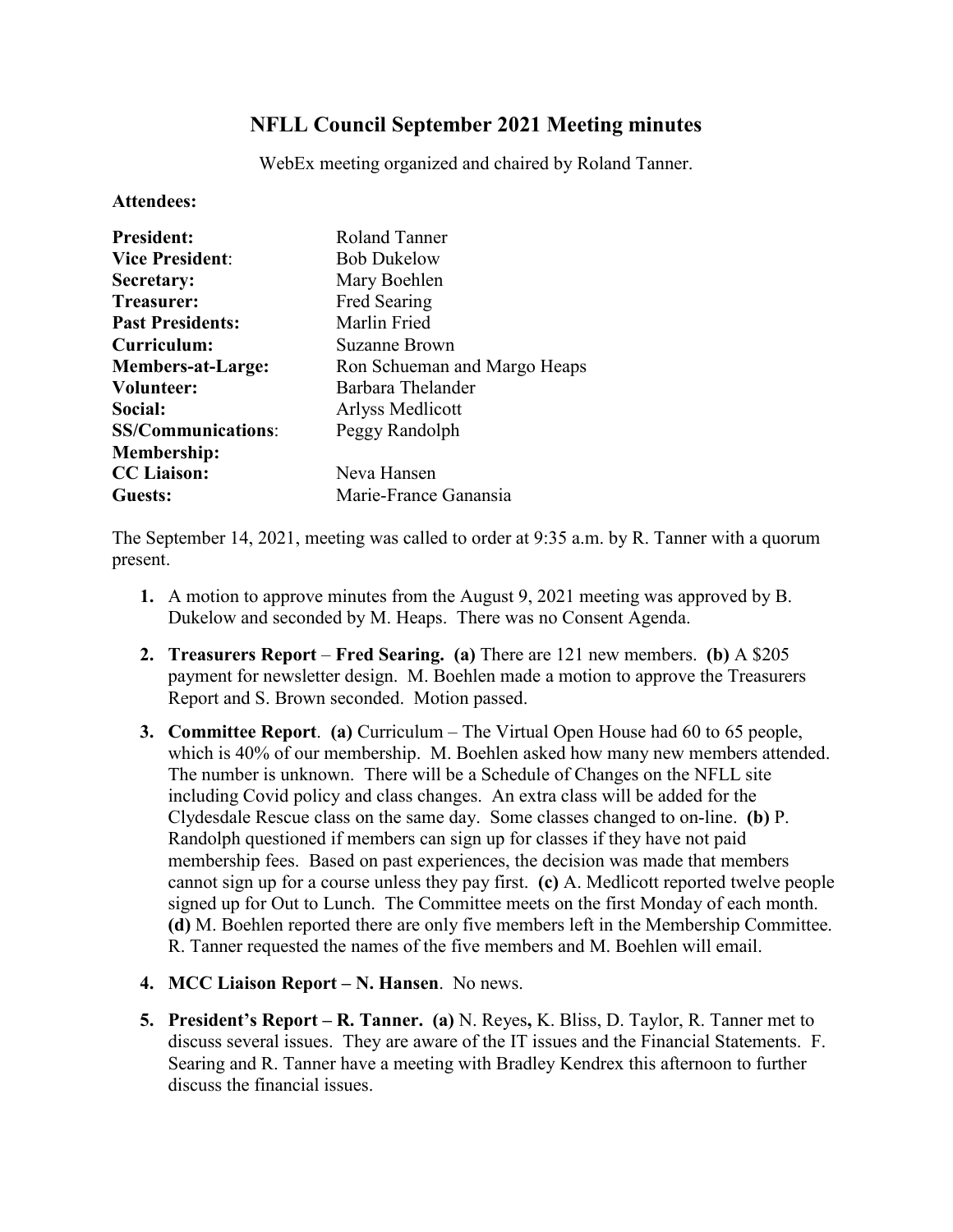# NFLL Council September 2021 Meeting minutes

WebEx meeting organized and chaired by Roland Tanner.

**Attendees:**

| | |
|---|---|
| **President:** | Roland Tanner |
| **Vice President**: | Bob Dukelow |
| **Secretary:** | Mary Boehlen |
| **Treasurer:** | Fred Searing |
| **Past Presidents:** | Marlin Fried |
| **Curriculum:** | Suzanne Brown |
| **Members-at-Large:** | Ron Schueman and Margo Heaps |
| **Volunteer:** | Barbara Thelander |
| **Social:** | Arlyss Medlicott |
| **SS/Communications**: | Peggy Randolph |
| **Membership:** | |
| **CC Liaison:** | Neva Hansen |
| **Guests:** | Marie-France Ganansia |

The September 14, 2021, meeting was called to order at 9:35 a.m. by R. Tanner with a quorum present.

1. A motion to approve minutes from the August 9, 2021 meeting was approved by B. Dukelow and seconded by M. Heaps. There was no Consent Agenda.
2. **Treasurers Report** – **Fred Searing.** **(a)** There are 121 new members. **(b)** A $205 payment for newsletter design. M. Boehlen made a motion to approve the Treasurers Report and S. Brown seconded. Motion passed.
3. **Committee Report**. **(a)** Curriculum – The Virtual Open House had 60 to 65 people, which is 40% of our membership. M. Boehlen asked how many new members attended. The number is unknown. There will be a Schedule of Changes on the NFLL site including Covid policy and class changes. An extra class will be added for the Clydesdale Rescue class on the same day. Some classes changed to on-line. **(b)** P. Randolph questioned if members can sign up for classes if they have not paid membership fees. Based on past experiences, the decision was made that members cannot sign up for a course unless they pay first. **(c)** A. Medlicott reported twelve people signed up for Out to Lunch. The Committee meets on the first Monday of each month. **(d)** M. Boehlen reported there are only five members left in the Membership Committee. R. Tanner requested the names of the five members and M. Boehlen will email.
4. **MCC Liaison Report – N. Hansen**. No news.
5. **President's Report – R. Tanner.** **(a)** N. Reyes**,** K. Bliss, D. Taylor, R. Tanner met to discuss several issues. They are aware of the IT issues and the Financial Statements. F. Searing and R. Tanner have a meeting with Bradley Kendrex this afternoon to further discuss the financial issues.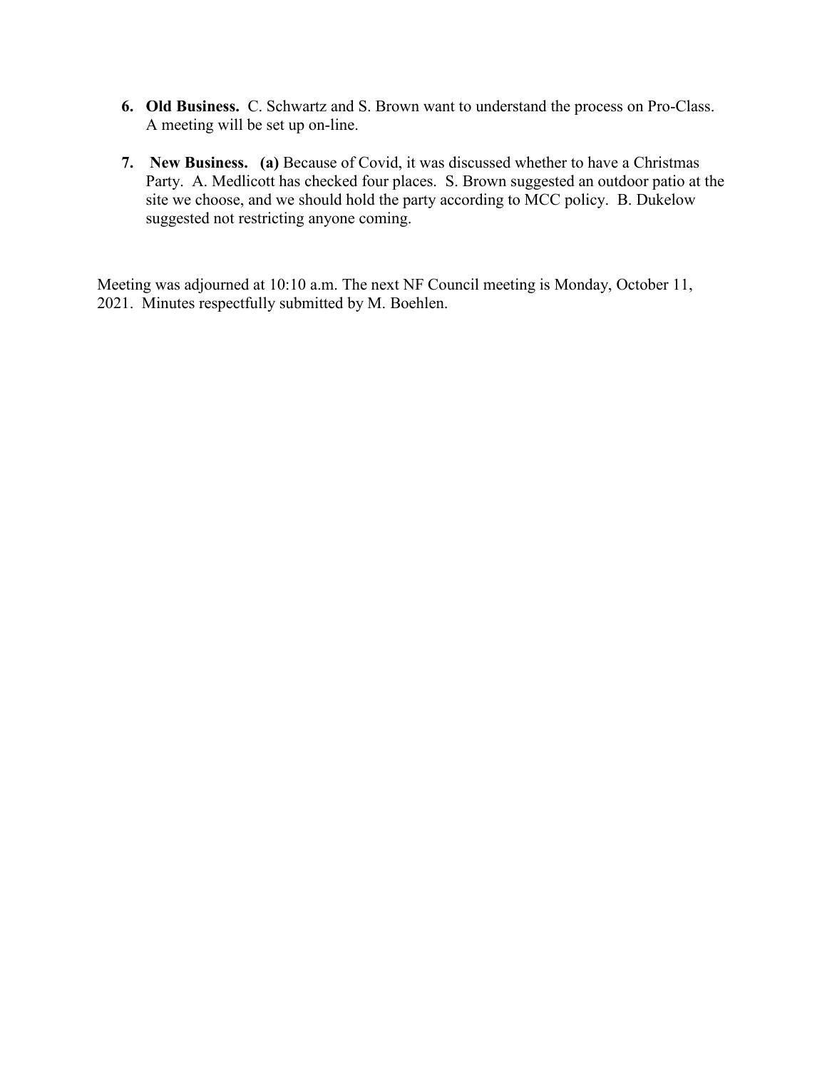6. **Old Business.** C. Schwartz and S. Brown want to understand the process on Pro-Class. A meeting will be set up on-line.

7. **New Business.** **(a)** Because of Covid, it was discussed whether to have a Christmas Party. A. Medlicott has checked four places. S. Brown suggested an outdoor patio at the site we choose, and we should hold the party according to MCC policy. B. Dukelow suggested not restricting anyone coming.

Meeting was adjourned at 10:10 a.m. The next NF Council meeting is Monday, October 11, 2021. Minutes respectfully submitted by M. Boehlen.